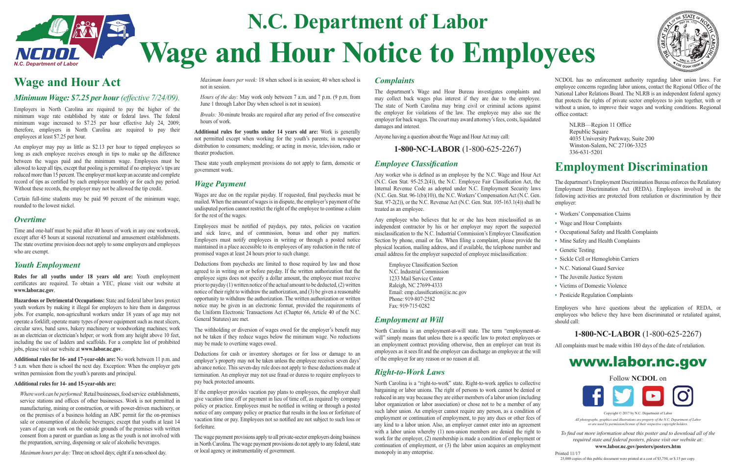# N.C. Department of Labor
# Wage and Hour Notice to Employees

## Wage and Hour Act

### *Minimum Wage: $7.25 per hour (effective 7/24/09).*

Employers in North Carolina are required to pay the higher of the minimum wage rate established by state or federal laws. The federal minimum wage increased to $7.25 per hour effective July 24, 2009; therefore, employers in North Carolina are required to pay their employees at least $7.25 per hour.

An employer may pay as little as $2.13 per hour to tipped employees so long as each employee receives enough in tips to make up the difference between the wages paid and the minimum wage. Employees must be allowed to keep all tips, except that pooling is permitted if no employee's tips are reduced more than 15 percent. The employer must keep an accurate and complete record of tips as certified by each employee monthly or for each pay period. Without these records, the employer may not be allowed the tip credit.

Certain full-time students may be paid 90 percent of the minimum wage, rounded to the lowest nickel.

### *Overtime*

Time and one-half must be paid after 40 hours of work in any one workweek, except after 45 hours at seasonal recreational and amusement establishments. The state overtime provision does not apply to some employers and employees who are exempt.

### *Youth Employment*

**Rules for all youths under 18 years old are:** Youth employment certificates are required. To obtain a YEC, please visit our website at **www.labor.nc.gov**.

**Hazardous or Detrimental Occupations:** State and federal labor laws protect youth workers by making it illegal for employers to hire them in dangerous jobs. For example, non-agricultural workers under 18 years of age may not operate a forklift; operate many types of power equipment such as meat slicers, circular saws, band saws, bakery machinery or woodworking machines; work as an electrician or electrician's helper; or work from any height above 10 feet, including the use of ladders and scaffolds. For a complete list of prohibited jobs, please visit our website at **www.labor.nc.gov**.

**Additional rules for 16- and 17-year-olds are:** No work between 11 p.m. and 5 a.m. when there is school the next day. Exception: When the employer gets written permission from the youth's parents and principal.

**Additional rules for 14- and 15-year-olds are:**

*Where work can be performed:* Retail businesses, food service establishments, service stations and offices of other businesses. Work is not permitted in manufacturing, mining or construction, or with power-driven machinery, or on the premises of a business holding an ABC permit for the on-premises sale or consumption of alcoholic beverages; except that youths at least 14 years of age can work on the outside grounds of the premises with written consent from a parent or guardian as long as the youth is not involved with the preparation, serving, dispensing or sale of alcoholic beverages.

*Maximum hours per day:* Three on school days; eight if a non-school day.

*Maximum hours per week:* 18 when school is in session; 40 when school is not in session.

*Hours of the day:* May work only between 7 a.m. and 7 p.m. (9 p.m. from June 1 through Labor Day when school is not in session).

*Breaks:* 30-minute breaks are required after any period of five consecutive hours of work.

**Additional rules for youths under 14 years old are:** Work is generally not permitted except when working for the youth's parents; in newspaper distribution to consumers; modeling; or acting in movie, television, radio or theater production.

These state youth employment provisions do not apply to farm, domestic or government work.

### *Wage Payment*

Wages are due on the regular payday. If requested, final paychecks may be mailed. When the amount of wages is in dispute, the employer's payment of the undisputed portion cannot restrict the right of the employee to continue a claim for the rest of the wages.

Employees must be notified of paydays, pay rates, policies on vacation and sick leave, and of commission, bonus and other pay matters. Employers must notify employees in writing or through a posted notice maintained in a place accessible to its employees of any reduction in the rate of promised wages at least 24 hours prior to such change.

Deductions from paychecks are limited to those required by law and those agreed to in writing on or before payday. If the written authorization that the employee signs does not specify a dollar amount, the employee must receive prior to payday (1) written notice of the actual amount to be deducted, (2) written notice of their right to withdraw the authorization, and (3) be given a reasonable opportunity to withdraw the authorization. The written authorization or written notice may be given in an electronic format, provided the requirements of the Uniform Electronic Transactions Act (Chapter 66, Article 40 of the N.C. General Statutes) are met.

The withholding or diversion of wages owed for the employer's benefit may not be taken if they reduce wages below the minimum wage. No reductions may be made to overtime wages owed.

Deductions for cash or inventory shortages or for loss or damage to an employer's property may not be taken unless the employee receives seven days' advance notice. This seven-day rule does not apply to these deductions made at termination. An employer may not use fraud or duress to require employees to pay back protected amounts.

If the employer provides vacation pay plans to employees, the employer shall give vacation time off or payment in lieu of time off, as required by company policy or practice. Employees must be notified in writing or through a posted notice of any company policy or practice that results in the loss or forfeiture of vacation time or pay. Employees not so notified are not subject to such loss or forfeiture.

The wage payment provisions apply to all private-sector employers doing business in North Carolina. The wage payment provisions do not apply to any federal, state or local agency or instrumentality of government.

### *Complaints*

The department's Wage and Hour Bureau investigates complaints and may collect back wages plus interest if they are due to the employee. The state of North Carolina may bring civil or criminal actions against the employer for violations of the law. The employee may also sue the employer for back wages. The court may award attorney's fees, costs, liquidated damages and interest.

Anyone having a question about the Wage and Hour Act may call:

**1-800-NC-LABOR** (1-800-625-2267)

### *Employee Classification*

Any worker who is defined as an employee by the N.C. Wage and Hour Act (N.C. Gen Stat. 95-25.2(4)), the N.C. Employee Fair Classification Act, the Internal Revenue Code as adopted under N.C. Employment Security laws (N.C. Gen. Stat. 96-1(b)(10)), the N.C. Workers' Compensation Act (N.C. Gen. Stat. 97-2(2)), or the N.C. Revenue Act (N.C. Gen. Stat. 105-163.1(4)) shall be treated as an employee.

Any employee who believes that he or she has been misclassified as an independent contractor by his or her employer may report the suspected misclassification to the N.C. Industrial Commission's Employee Classification Section by phone, email or fax. When filing a complaint, please provide the physical location, mailing address, and if available, the telephone number and email address for the employer suspected of employee misclassification:

Employee Classification Section
N.C. Industrial Commission
1233 Mail Service Center
Raleigh, NC 27699-4333
Email: emp.classification@ic.nc.gov
Phone: 919-807-2582
Fax: 919-715-0282

### *Employment at Will*

North Carolina is an employment-at-will state. The term "employment-at-will" simply means that unless there is a specific law to protect employees or an employment contract providing otherwise, then an employer can treat its employees as it sees fit and the employer can discharge an employee at the will of the employer for any reason or no reason at all.

### *Right-to-Work Laws*

North Carolina is a "right-to-work" state. Right-to-work applies to collective bargaining or labor unions. The right of persons to work cannot be denied or reduced in any way because they are either members of a labor union (including labor organization or labor association) or chose not to be a member of any such labor union. An employer cannot require any person, as a condition of employment or continuation of employment, to pay any dues or other fees of any kind to a labor union. Also, an employer cannot enter into an agreement with a labor union whereby (1) non-union members are denied the right to work for the employer, (2) membership is made a condition of employment or continuation of employment, or (3) the labor union acquires an employment monopoly in any enterprise.

NCDOL has no enforcement authority regarding labor union laws. For employee concerns regarding labor unions, contact the Regional Office of the National Labor Relations Board. The NLRB is an independent federal agency that protects the rights of private sector employees to join together, with or without a union, to improve their wages and working conditions. Regional office contact:

NLRB—Region 11 Office
Republic Square
4035 University Parkway, Suite 200
Winston-Salem, NC 27106-3325
336-631-5201

## Employment Discrimination

The department's Employment Discrimination Bureau enforces the Retaliatory Employment Discrimination Act (REDA). Employees involved in the following activities are protected from retaliation or discrimination by their employer:

- Workers' Compensation Claims
- Wage and Hour Complaints
- Occupational Safety and Health Complaints
- Mine Safety and Health Complaints
- Genetic Testing
- Sickle Cell or Hemoglobin Carriers
- N.C. National Guard Service
- The Juvenile Justice System
- Victims of Domestic Violence
- Pesticide Regulation Complaints

Employers who have questions about the application of REDA, or employees who believe they have been discriminated or retaliated against, should call:

**1-800-NC-LABOR** (1-800-625-2267)

All complaints must be made within 180 days of the date of retaliation.

**www.labor.nc.gov**

Follow **NCDOL** on

Copyright © 2017 by N.C. Department of Labor

*All photographs, graphics and illustrations are property of the N.C. Department of Labor or are used by permission/license of their respective copyright holders.*

*To find out more information about this poster and to download all of the required state and federal posters, please visit our website at:*
**www.labor.nc.gov/posters/posters.htm**

Printed 11/17
25,000 copies of this public document were printed at a cost of $3,750, or $.15 per copy.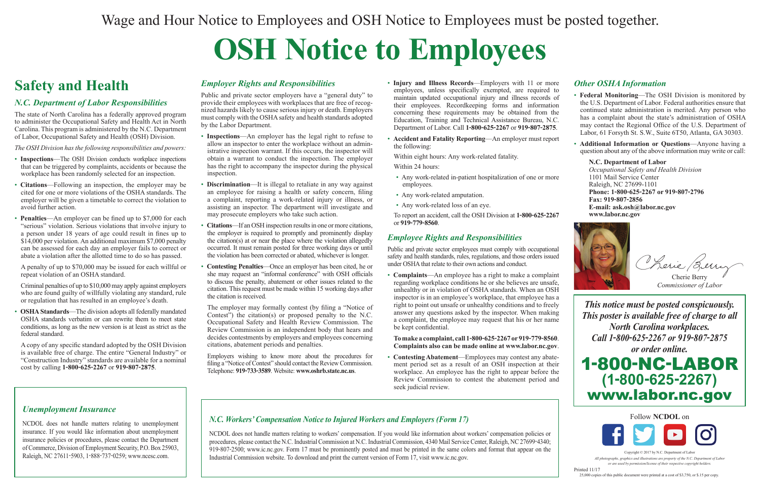Wage and Hour Notice to Employees and OSH Notice to Employees must be posted together.

# OSH Notice to Employees

## Safety and Health

### *N.C. Department of Labor Responsibilities*

The state of North Carolina has a federally approved program to administer the Occupational Safety and Health Act in North Carolina. This program is administered by the N.C. Department of Labor, Occupational Safety and Health (OSH) Division.

*The OSH Division has the following responsibilities and powers:*

- **Inspections**—The OSH Division conducts workplace inspections that can be triggered by complaints, accidents or because the workplace has been randomly selected for an inspection.
- **Citations**—Following an inspection, the employer may be cited for one or more violations of the OSHA standards. The employer will be given a timetable to correct the violation to avoid further action.
- **Penalties**—An employer can be fined up to $7,000 for each "serious" violation. Serious violations that involve injury to a person under 18 years of age could result in fines up to $14,000 per violation. An additional maximum $7,000 penalty can be assessed for each day an employer fails to correct or abate a violation after the allotted time to do so has passed.

  A penalty of up to $70,000 may be issued for each willful or repeat violation of an OSHA standard.

  Criminal penalties of up to $10,000 may apply against employers who are found guilty of willfully violating any standard, rule or regulation that has resulted in an employee's death.
- **OSHA Standards**—The division adopts all federally mandated OSHA standards verbatim or can rewrite them to meet state conditions, as long as the new version is at least as strict as the federal standard.

  A copy of any specific standard adopted by the OSH Division is available free of charge. The entire "General Industry" or "Construction Industry" standards are available for a nominal cost by calling **1-800-625-2267** or **919-807-2875**.

### *Employer Rights and Responsibilities*

Public and private sector employers have a "general duty" to provide their employees with workplaces that are free of recognized hazards likely to cause serious injury or death. Employers must comply with the OSHA safety and health standards adopted by the Labor Department.

- **Inspections**—An employer has the legal right to refuse to allow an inspector to enter the workplace without an administrative inspection warrant. If this occurs, the inspector will obtain a warrant to conduct the inspection. The employer has the right to accompany the inspector during the physical inspection.
- **Discrimination**—It is illegal to retaliate in any way against an employee for raising a health or safety concern, filing a complaint, reporting a work-related injury or illness, or assisting an inspector. The department will investigate and may prosecute employers who take such action.
- **Citations**—If an OSH inspection results in one or more citations, the employer is required to promptly and prominently display the citation(s) at or near the place where the violation allegedly occurred. It must remain posted for three working days or until the violation has been corrected or abated, whichever is longer.
- **Contesting Penalties**—Once an employer has been cited, he or she may request an "informal conference" with OSH officials to discuss the penalty, abatement or other issues related to the citation. This request must be made within 15 working days after the citation is received.

  The employer may formally contest (by filing a "Notice of Contest") the citation(s) or proposed penalty to the N.C. Occupational Safety and Health Review Commission. The Review Commission is an independent body that hears and decides contestments by employers and employees concerning citations, abatement periods and penalties.

  Employers wishing to know more about the procedures for filing a "Notice of Contest" should contact the Review Commission. Telephone: **919-733-3589**. Website: **www.oshrb.state.nc.us**.
- **Injury and Illness Records**—Employers with 11 or more employees, unless specifically exempted, are required to maintain updated occupational injury and illness records of their employees. Recordkeeping forms and information concerning these requirements may be obtained from the Education, Training and Technical Assistance Bureau, N.C. Department of Labor. Call **1-800-625-2267** or **919-807-2875**.
- **Accident and Fatality Reporting**—An employer must report the following:

  Within eight hours: Any work-related fatality.

  Within 24 hours:

  - Any work-related in-patient hospitalization of one or more employees.
  - Any work-related amputation.
  - Any work-related loss of an eye.

  To report an accident, call the OSH Division at **1-800-625-2267** or **919-779-8560**.

### *Employee Rights and Responsibilities*

Public and private sector employees must comply with occupational safety and health standards, rules, regulations, and those orders issued under OSHA that relate to their own actions and conduct.

- **Complaints**—An employee has a right to make a complaint regarding workplace conditions he or she believes are unsafe, unhealthy or in violation of OSHA standards. When an OSH inspector is in an employee's workplace, that employee has a right to point out unsafe or unhealthy conditions and to freely answer any questions asked by the inspector. When making a complaint, the employee may request that his or her name be kept confidential.

  **To make a complaint, call 1-800-625-2267 or 919-779-8560. Complaints also can be made online at www.labor.nc.gov**.
- **Contesting Abatement**—Employees may contest any abatement period set as a result of an OSH inspection at their workplace. An employee has the right to appear before the Review Commission to contest the abatement period and seek judicial review.

### *Other OSHA Information*

- **Federal Monitoring**—The OSH Division is monitored by the U.S. Department of Labor. Federal authorities ensure that continued state administration is merited. Any person who has a complaint about the state's administration of OSHA may contact the Regional Office of the U.S. Department of Labor, 61 Forsyth St. S.W., Suite 6T50, Atlanta, GA 30303.
- **Additional Information or Questions**—Anyone having a question about any of the above information may write or call:

**N.C. Department of Labor**
*Occupational Safety and Health Division*
1101 Mail Service Center
Raleigh, NC 27699-1101
**Phone: 1-800-625-2267 or 919-807-2796**
**Fax: 919-807-2856**
**E-mail: ask.osh@labor.nc.gov**
**www.labor.nc.gov**

Cherie Berry
*Commissioner of Labor*

***This notice must be posted conspicuously. This poster is available free of charge to all North Carolina workplaces. Call 1-800-625-2267 or 919-807-2875 or order online.***

**1-800-NC-LABOR**
**(1-800-625-2267)**
**www.labor.nc.gov**

### *Unemployment Insurance*

NCDOL does not handle matters relating to unemployment insurance. If you would like information about unemployment insurance policies or procedures, please contact the Department of Commerce, Division of Employment Security, P.O. Box 25903, Raleigh, NC 27611-5903, 1-888-737-0259; www.ncesc.com.

### *N.C. Workers' Compensation Notice to Injured Workers and Employers (Form 17)*

NCDOL does not handle matters relating to workers' compensation. If you would like information about workers' compensation policies or procedures, please contact the N.C. Industrial Commission at N.C. Industrial Commission, 4340 Mail Service Center, Raleigh, NC 27699-4340; 919-807-2500; www.ic.nc.gov. Form 17 must be prominently posted and must be printed in the same colors and format that appear on the Industrial Commission website. To download and print the current version of Form 17, visit www.ic.nc.gov.

Follow **NCDOL** on

Copyright © 2017 by N.C. Department of Labor
*All photographs, graphics and illustrations are property of the N.C. Department of Labor or are used by permission/license of their respective copyright holders.*

Printed 11/17
25,000 copies of this public document were printed at a cost of $3,750, or $.15 per copy.